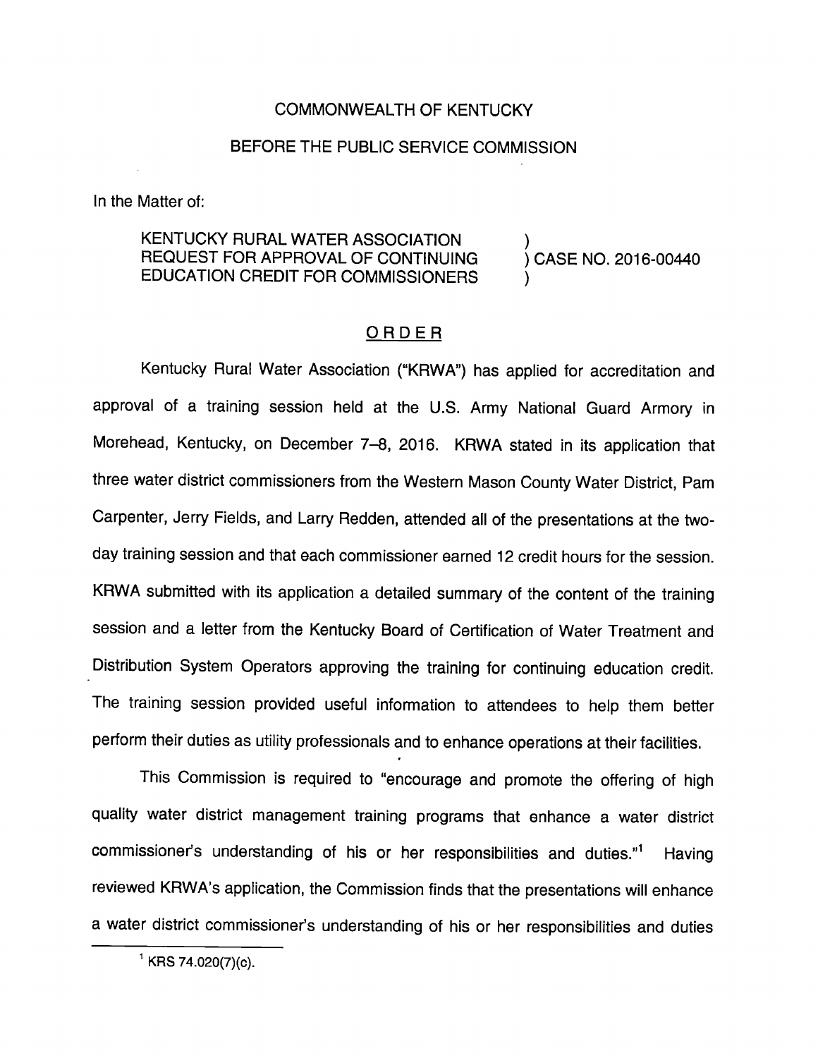COMMONWEALTH OF KENTUCKY

BEFORE THE PUBLIC SERVICE COMMISSION

In the Matter of:

KENTUCKY RURAL WATER ASSOCIATION REQUEST FOR APPROVAL OF CONTINUING EDUCATION CREDIT FOR COMMISSIONERS ) CASE NO. 2016-00440

## ORDER

Kentucky Rural Water Association ("KRWA") has applied for accreditation and approval of a training session held at the U.S. Army National Guard Armory in Morehead, Kentucky, on December 7–8, 2016. KRWA stated in its application that three water district commissioners from the Western Mason County Water District, Pam Carpenter, Jerry Fields, and Larry Redden, attended all of the presentations at the two-day training session and that each commissioner earned 12 credit hours for the session. KRWA submitted with its application a detailed summary of the content of the training session and a letter from the Kentucky Board of Certification of Water Treatment and Distribution System Operators approving the training for continuing education credit. The training session provided useful information to attendees to help them better perform their duties as utility professionals and to enhance operations at their facilities.

This Commission is required to "encourage and promote the offering of high quality water district management training programs that enhance a water district commissioner's understanding of his or her responsibilities and duties."[1] Having reviewed KRWA's application, the Commission finds that the presentations will enhance a water district commissioner's understanding of his or her responsibilities and duties

[1] KRS 74.020(7)(c).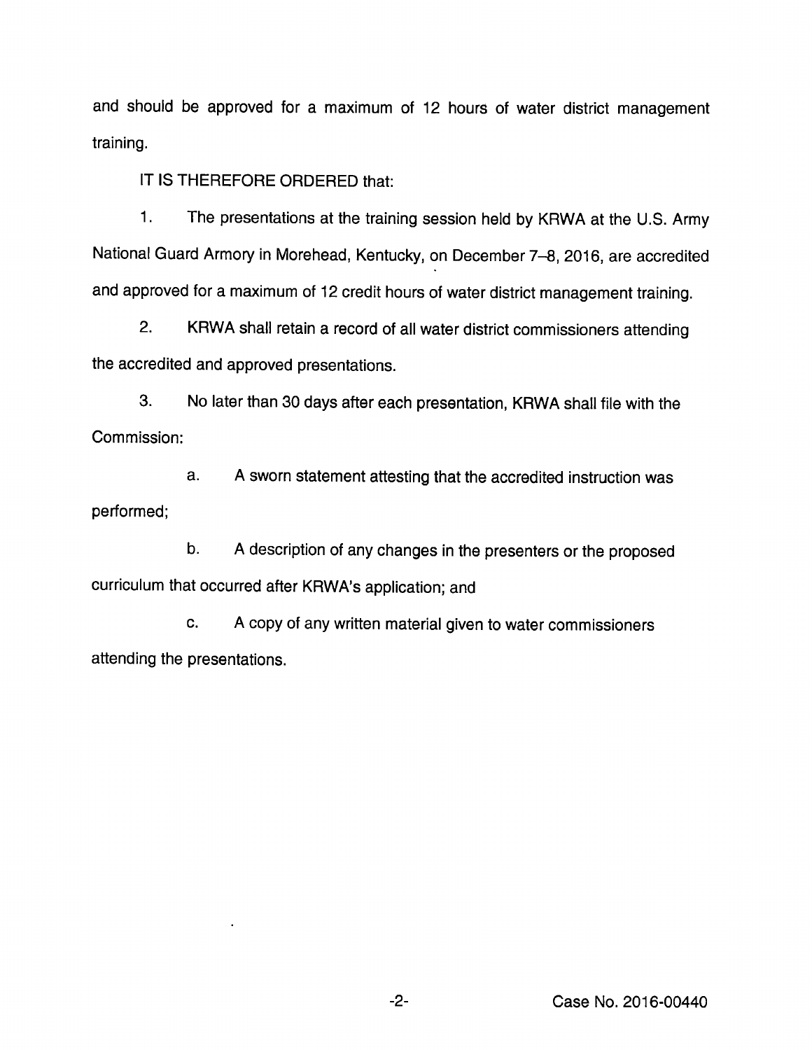and should be approved for a maximum of 12 hours of water district management training.

IT IS THEREFORE ORDERED that:

1. The presentations at the training session held by KRWA at the U.S. Army National Guard Armory in Morehead, Kentucky, on December 7–8, 2016, are accredited and approved for a maximum of 12 credit hours of water district management training.

2. KRWA shall retain a record of all water district commissioners attending the accredited and approved presentations.

3. No later than 30 days after each presentation, KRWA shall file with the Commission:

   a. A sworn statement attesting that the accredited instruction was performed;

   b. A description of any changes in the presenters or the proposed curriculum that occurred after KRWA's application; and

   c. A copy of any written material given to water commissioners attending the presentations.

Case No. 2016-00440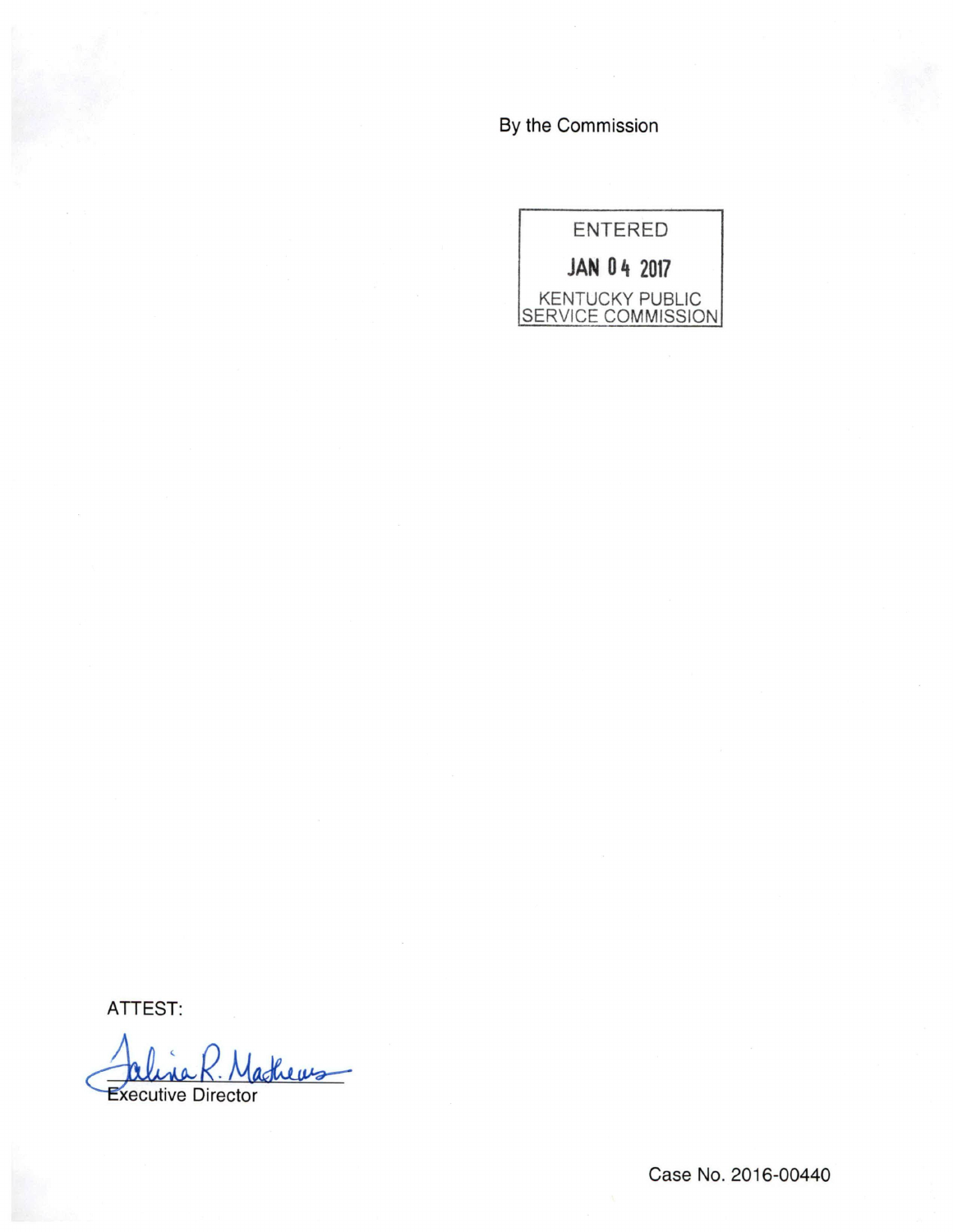By the Commission

ENTERED

JAN 04 2017

KENTUCKY PUBLIC SERVICE COMMISSION

ATTEST:

Talina R. Mathews

Executive Director

Case No. 2016-00440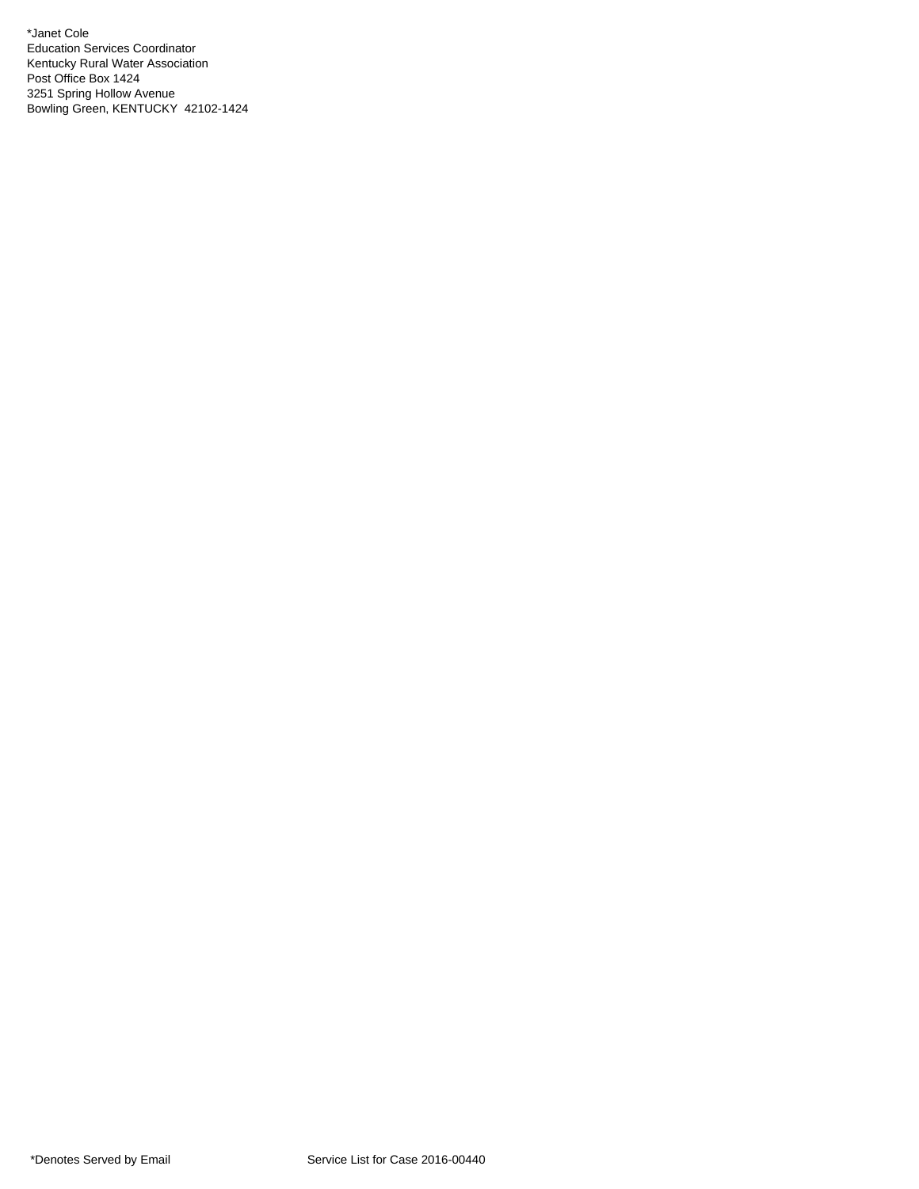*Janet Cole
Education Services Coordinator
Kentucky Rural Water Association
Post Office Box 1424
3251 Spring Hollow Avenue
Bowling Green, KENTUCKY  42102-1424